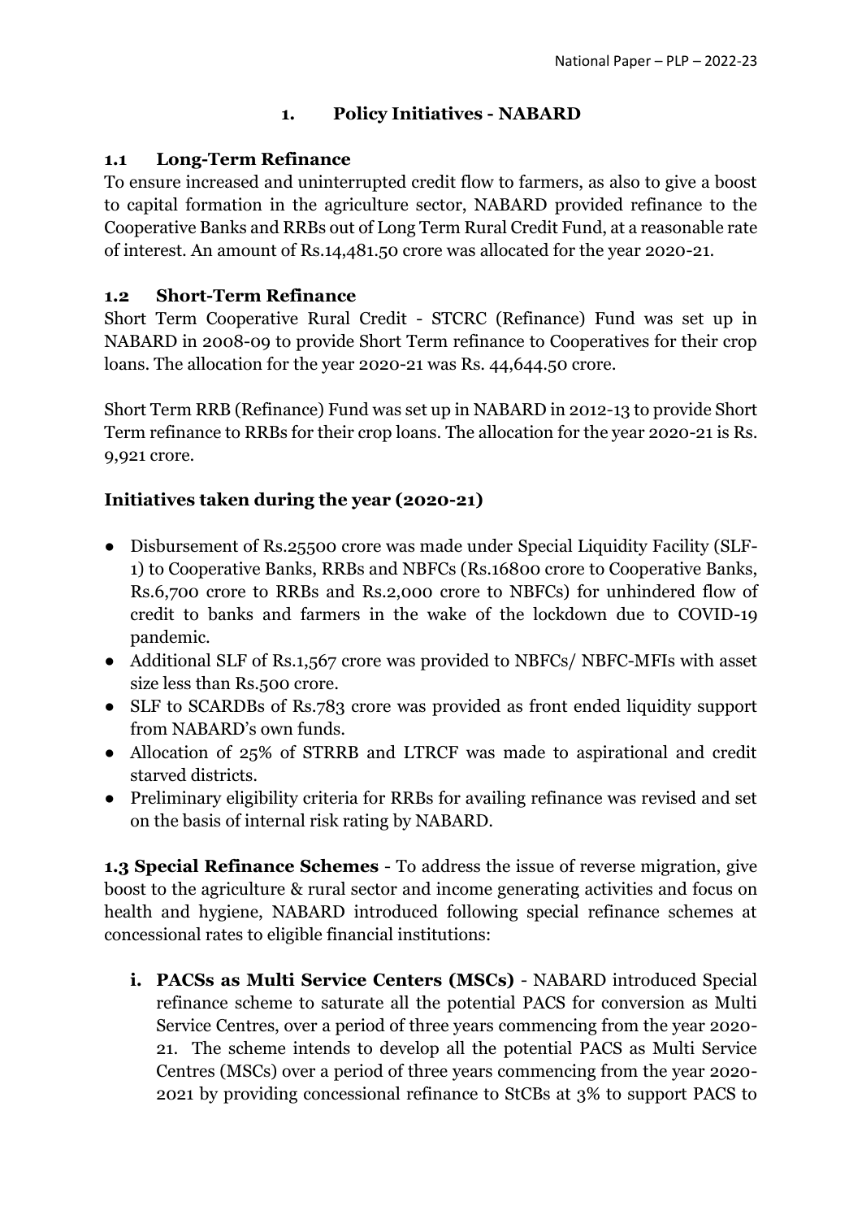## 1. Policy Initiatives - NABARD

### 1.1 Long-Term Refinance

To ensure increased and uninterrupted credit flow to farmers, as also to give a boost to capital formation in the agriculture sector, NABARD provided refinance to the Cooperative Banks and RRBs out of Long Term Rural Credit Fund, at a reasonable rate of interest. An amount of Rs.14,481.50 crore was allocated for the year 2020-21.

### 1.2 Short-Term Refinance

Short Term Cooperative Rural Credit - STCRC (Refinance) Fund was set up in NABARD in 2008-09 to provide Short Term refinance to Cooperatives for their crop loans. The allocation for the year 2020-21 was Rs. 44,644.50 crore.

Short Term RRB (Refinance) Fund was set up in NABARD in 2012-13 to provide Short Term refinance to RRBs for their crop loans. The allocation for the year 2020-21 is Rs. 9,921 crore.

### Initiatives taken during the year (2020-21)

- Disbursement of Rs.25500 crore was made under Special Liquidity Facility (SLF-1) to Cooperative Banks, RRBs and NBFCs (Rs.16800 crore to Cooperative Banks, Rs.6,700 crore to RRBs and Rs.2,000 crore to NBFCs) for unhindered flow of credit to banks and farmers in the wake of the lockdown due to COVID-19 pandemic.
- Additional SLF of Rs.1,567 crore was provided to NBFCs/ NBFC-MFIs with asset size less than Rs.500 crore.
- SLF to SCARDBs of Rs.783 crore was provided as front ended liquidity support from NABARD's own funds.
- Allocation of 25% of STRRB and LTRCF was made to aspirational and credit starved districts.
- Preliminary eligibility criteria for RRBs for availing refinance was revised and set on the basis of internal risk rating by NABARD.

**1.3 Special Refinance Schemes** - To address the issue of reverse migration, give boost to the agriculture & rural sector and income generating activities and focus on health and hygiene, NABARD introduced following special refinance schemes at concessional rates to eligible financial institutions:

i. **PACSs as Multi Service Centers (MSCs)** - NABARD introduced Special refinance scheme to saturate all the potential PACS for conversion as Multi Service Centres, over a period of three years commencing from the year 2020-21. The scheme intends to develop all the potential PACS as Multi Service Centres (MSCs) over a period of three years commencing from the year 2020-2021 by providing concessional refinance to StCBs at 3% to support PACS to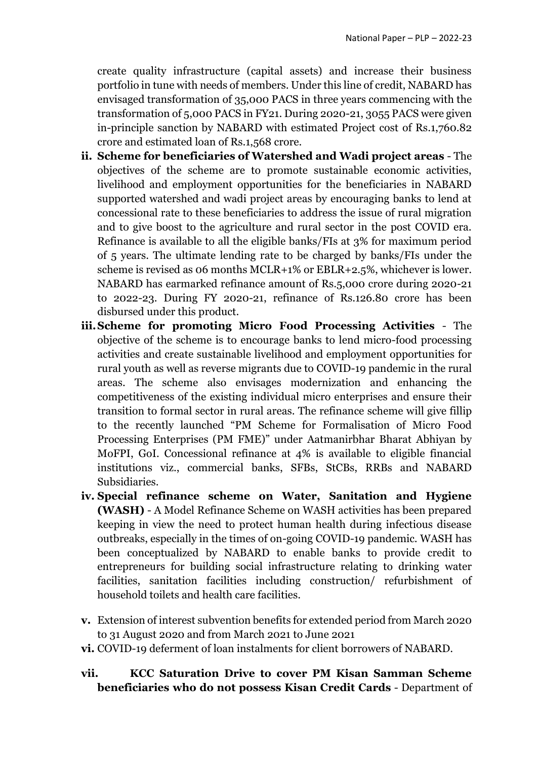create quality infrastructure (capital assets) and increase their business portfolio in tune with needs of members. Under this line of credit, NABARD has envisaged transformation of 35,000 PACS in three years commencing with the transformation of 5,000 PACS in FY21. During 2020-21, 3055 PACS were given in-principle sanction by NABARD with estimated Project cost of Rs.1,760.82 crore and estimated loan of Rs.1,568 crore.

ii. **Scheme for beneficiaries of Watershed and Wadi project areas** - The objectives of the scheme are to promote sustainable economic activities, livelihood and employment opportunities for the beneficiaries in NABARD supported watershed and wadi project areas by encouraging banks to lend at concessional rate to these beneficiaries to address the issue of rural migration and to give boost to the agriculture and rural sector in the post COVID era. Refinance is available to all the eligible banks/FIs at 3% for maximum period of 5 years. The ultimate lending rate to be charged by banks/FIs under the scheme is revised as 06 months MCLR+1% or EBLR+2.5%, whichever is lower. NABARD has earmarked refinance amount of Rs.5,000 crore during 2020-21 to 2022-23. During FY 2020-21, refinance of Rs.126.80 crore has been disbursed under this product.

iii. **Scheme for promoting Micro Food Processing Activities** - The objective of the scheme is to encourage banks to lend micro-food processing activities and create sustainable livelihood and employment opportunities for rural youth as well as reverse migrants due to COVID-19 pandemic in the rural areas. The scheme also envisages modernization and enhancing the competitiveness of the existing individual micro enterprises and ensure their transition to formal sector in rural areas. The refinance scheme will give fillip to the recently launched "PM Scheme for Formalisation of Micro Food Processing Enterprises (PM FME)" under Aatmanirbhar Bharat Abhiyan by MoFPI, GoI. Concessional refinance at 4% is available to eligible financial institutions viz., commercial banks, SFBs, StCBs, RRBs and NABARD Subsidiaries.

iv. **Special refinance scheme on Water, Sanitation and Hygiene (WASH)** - A Model Refinance Scheme on WASH activities has been prepared keeping in view the need to protect human health during infectious disease outbreaks, especially in the times of on-going COVID-19 pandemic. WASH has been conceptualized by NABARD to enable banks to provide credit to entrepreneurs for building social infrastructure relating to drinking water facilities, sanitation facilities including construction/ refurbishment of household toilets and health care facilities.

v. Extension of interest subvention benefits for extended period from March 2020 to 31 August 2020 and from March 2021 to June 2021

vi. COVID-19 deferment of loan instalments for client borrowers of NABARD.

vii. **KCC Saturation Drive to cover PM Kisan Samman Scheme beneficiaries who do not possess Kisan Credit Cards** - Department of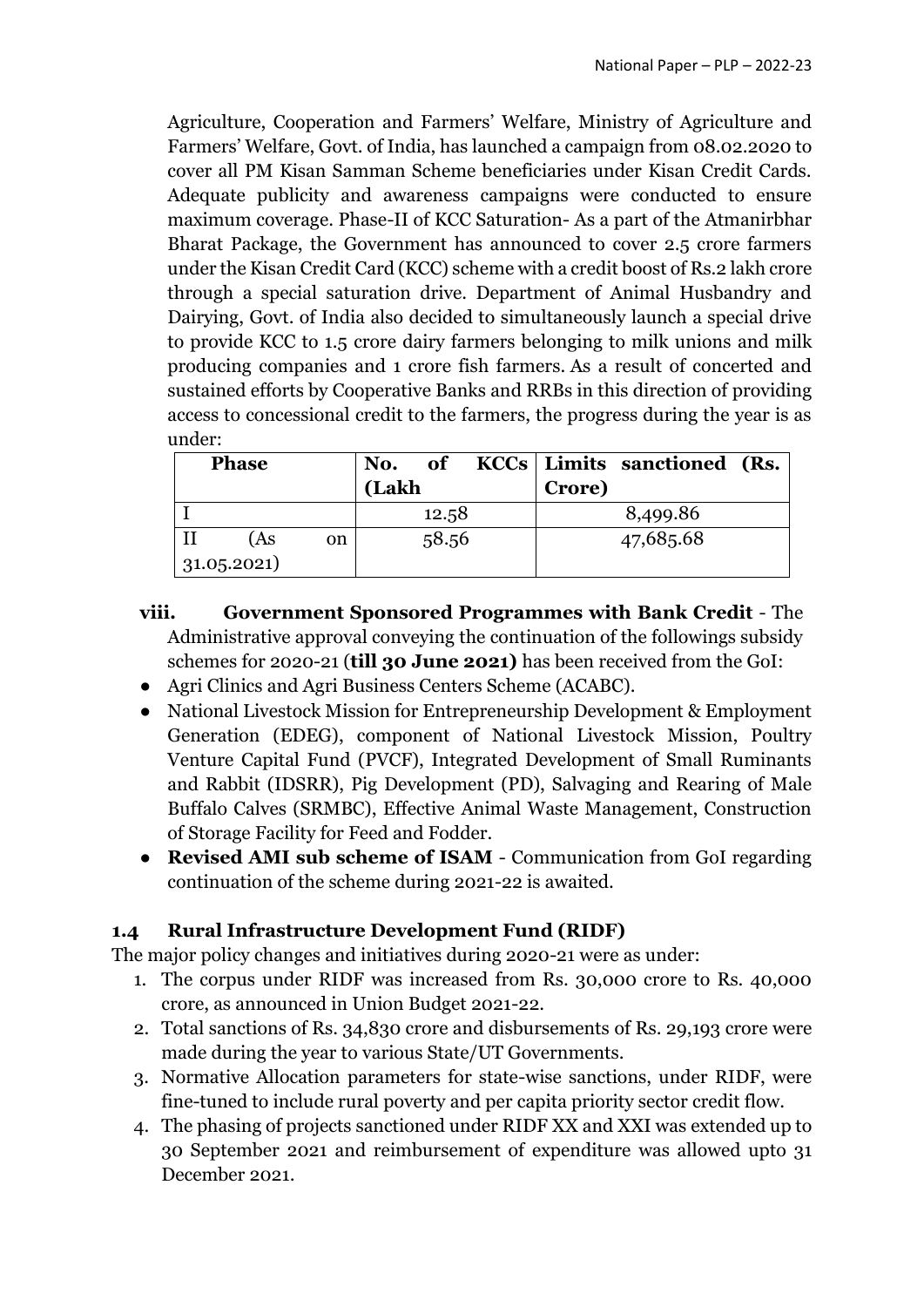Agriculture, Cooperation and Farmers' Welfare, Ministry of Agriculture and Farmers' Welfare, Govt. of India, has launched a campaign from 08.02.2020 to cover all PM Kisan Samman Scheme beneficiaries under Kisan Credit Cards. Adequate publicity and awareness campaigns were conducted to ensure maximum coverage. Phase-II of KCC Saturation- As a part of the Atmanirbhar Bharat Package, the Government has announced to cover 2.5 crore farmers under the Kisan Credit Card (KCC) scheme with a credit boost of Rs.2 lakh crore through a special saturation drive. Department of Animal Husbandry and Dairying, Govt. of India also decided to simultaneously launch a special drive to provide KCC to 1.5 crore dairy farmers belonging to milk unions and milk producing companies and 1 crore fish farmers. As a result of concerted and sustained efforts by Cooperative Banks and RRBs in this direction of providing access to concessional credit to the farmers, the progress during the year is as under:

| Phase | No. of KCCs (Lakh | Limits sanctioned (Rs. Crore) |
|---|---|---|
| I | 12.58 | 8,499.86 |
| II (As on 31.05.2021) | 58.56 | 47,685.68 |

**viii. Government Sponsored Programmes with Bank Credit** - The Administrative approval conveying the continuation of the followings subsidy schemes for 2020-21 (**till 30 June 2021)** has been received from the GoI:

- Agri Clinics and Agri Business Centers Scheme (ACABC).
- National Livestock Mission for Entrepreneurship Development & Employment Generation (EDEG), component of National Livestock Mission, Poultry Venture Capital Fund (PVCF), Integrated Development of Small Ruminants and Rabbit (IDSRR), Pig Development (PD), Salvaging and Rearing of Male Buffalo Calves (SRMBC), Effective Animal Waste Management, Construction of Storage Facility for Feed and Fodder.
- **Revised AMI sub scheme of ISAM** - Communication from GoI regarding continuation of the scheme during 2021-22 is awaited.

### 1.4 Rural Infrastructure Development Fund (RIDF)

The major policy changes and initiatives during 2020-21 were as under:

1. The corpus under RIDF was increased from Rs. 30,000 crore to Rs. 40,000 crore, as announced in Union Budget 2021-22.
2. Total sanctions of Rs. 34,830 crore and disbursements of Rs. 29,193 crore were made during the year to various State/UT Governments.
3. Normative Allocation parameters for state-wise sanctions, under RIDF, were fine-tuned to include rural poverty and per capita priority sector credit flow.
4. The phasing of projects sanctioned under RIDF XX and XXI was extended up to 30 September 2021 and reimbursement of expenditure was allowed upto 31 December 2021.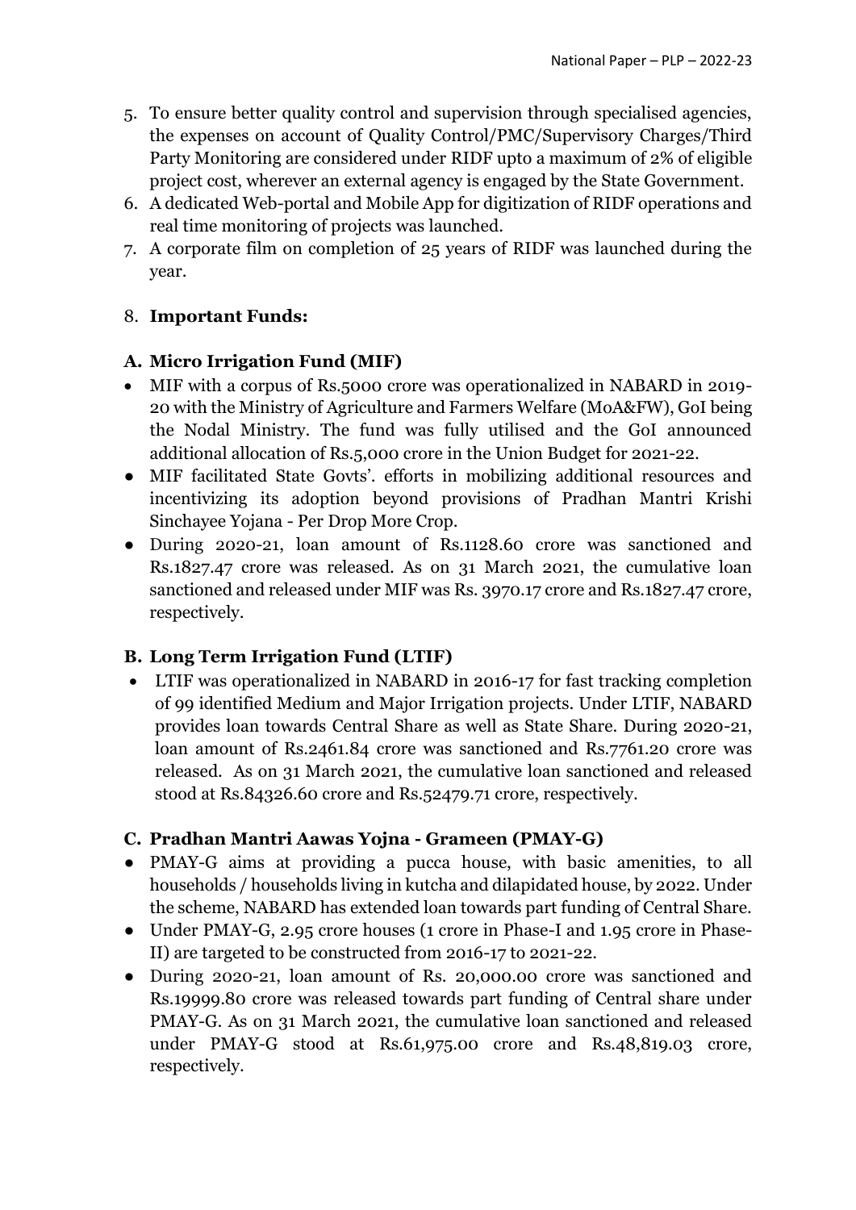5. To ensure better quality control and supervision through specialised agencies, the expenses on account of Quality Control/PMC/Supervisory Charges/Third Party Monitoring are considered under RIDF upto a maximum of 2% of eligible project cost, wherever an external agency is engaged by the State Government.
6. A dedicated Web-portal and Mobile App for digitization of RIDF operations and real time monitoring of projects was launched.
7. A corporate film on completion of 25 years of RIDF was launched during the year.

8. **Important Funds:**

**A. Micro Irrigation Fund (MIF)**

- MIF with a corpus of Rs.5000 crore was operationalized in NABARD in 2019-20 with the Ministry of Agriculture and Farmers Welfare (MoA&FW), GoI being the Nodal Ministry. The fund was fully utilised and the GoI announced additional allocation of Rs.5,000 crore in the Union Budget for 2021-22.
- MIF facilitated State Govts'. efforts in mobilizing additional resources and incentivizing its adoption beyond provisions of Pradhan Mantri Krishi Sinchayee Yojana - Per Drop More Crop.
- During 2020-21, loan amount of Rs.1128.60 crore was sanctioned and Rs.1827.47 crore was released. As on 31 March 2021, the cumulative loan sanctioned and released under MIF was Rs. 3970.17 crore and Rs.1827.47 crore, respectively.

**B. Long Term Irrigation Fund (LTIF)**

- LTIF was operationalized in NABARD in 2016-17 for fast tracking completion of 99 identified Medium and Major Irrigation projects. Under LTIF, NABARD provides loan towards Central Share as well as State Share. During 2020-21, loan amount of Rs.2461.84 crore was sanctioned and Rs.7761.20 crore was released. As on 31 March 2021, the cumulative loan sanctioned and released stood at Rs.84326.60 crore and Rs.52479.71 crore, respectively.

**C. Pradhan Mantri Aawas Yojna - Grameen (PMAY-G)**

- PMAY-G aims at providing a pucca house, with basic amenities, to all households / households living in kutcha and dilapidated house, by 2022. Under the scheme, NABARD has extended loan towards part funding of Central Share.
- Under PMAY-G, 2.95 crore houses (1 crore in Phase-I and 1.95 crore in Phase-II) are targeted to be constructed from 2016-17 to 2021-22.
- During 2020-21, loan amount of Rs. 20,000.00 crore was sanctioned and Rs.19999.80 crore was released towards part funding of Central share under PMAY-G. As on 31 March 2021, the cumulative loan sanctioned and released under PMAY-G stood at Rs.61,975.00 crore and Rs.48,819.03 crore, respectively.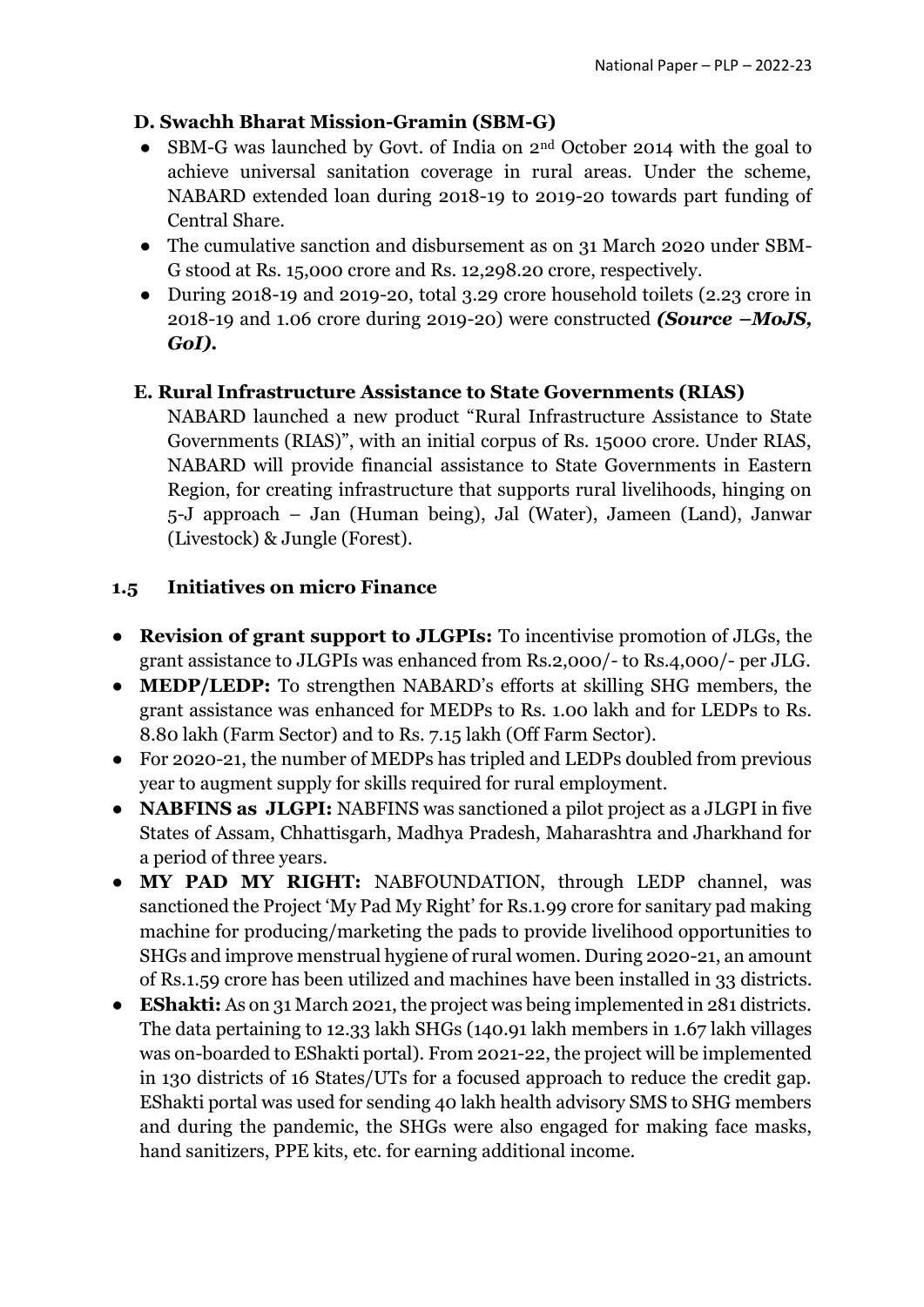### D. Swachh Bharat Mission-Gramin (SBM-G)

- SBM-G was launched by Govt. of India on 2[nd] October 2014 with the goal to achieve universal sanitation coverage in rural areas. Under the scheme, NABARD extended loan during 2018-19 to 2019-20 towards part funding of Central Share.
- The cumulative sanction and disbursement as on 31 March 2020 under SBM-G stood at Rs. 15,000 crore and Rs. 12,298.20 crore, respectively.
- During 2018-19 and 2019-20, total 3.29 crore household toilets (2.23 crore in 2018-19 and 1.06 crore during 2019-20) were constructed ***(Source –MoJS, GoI).***

### E. Rural Infrastructure Assistance to State Governments (RIAS)

NABARD launched a new product "Rural Infrastructure Assistance to State Governments (RIAS)", with an initial corpus of Rs. 15000 crore. Under RIAS, NABARD will provide financial assistance to State Governments in Eastern Region, for creating infrastructure that supports rural livelihoods, hinging on 5-J approach – Jan (Human being), Jal (Water), Jameen (Land), Janwar (Livestock) & Jungle (Forest).

## 1.5 Initiatives on micro Finance

- **Revision of grant support to JLGPIs:** To incentivise promotion of JLGs, the grant assistance to JLGPIs was enhanced from Rs.2,000/- to Rs.4,000/- per JLG.
- **MEDP/LEDP:** To strengthen NABARD's efforts at skilling SHG members, the grant assistance was enhanced for MEDPs to Rs. 1.00 lakh and for LEDPs to Rs. 8.80 lakh (Farm Sector) and to Rs. 7.15 lakh (Off Farm Sector).
- For 2020-21, the number of MEDPs has tripled and LEDPs doubled from previous year to augment supply for skills required for rural employment.
- **NABFINS as JLGPI:** NABFINS was sanctioned a pilot project as a JLGPI in five States of Assam, Chhattisgarh, Madhya Pradesh, Maharashtra and Jharkhand for a period of three years.
- **MY PAD MY RIGHT:** NABFOUNDATION, through LEDP channel, was sanctioned the Project 'My Pad My Right' for Rs.1.99 crore for sanitary pad making machine for producing/marketing the pads to provide livelihood opportunities to SHGs and improve menstrual hygiene of rural women. During 2020-21, an amount of Rs.1.59 crore has been utilized and machines have been installed in 33 districts.
- **EShakti:** As on 31 March 2021, the project was being implemented in 281 districts. The data pertaining to 12.33 lakh SHGs (140.91 lakh members in 1.67 lakh villages was on-boarded to EShakti portal). From 2021-22, the project will be implemented in 130 districts of 16 States/UTs for a focused approach to reduce the credit gap. EShakti portal was used for sending 40 lakh health advisory SMS to SHG members and during the pandemic, the SHGs were also engaged for making face masks, hand sanitizers, PPE kits, etc. for earning additional income.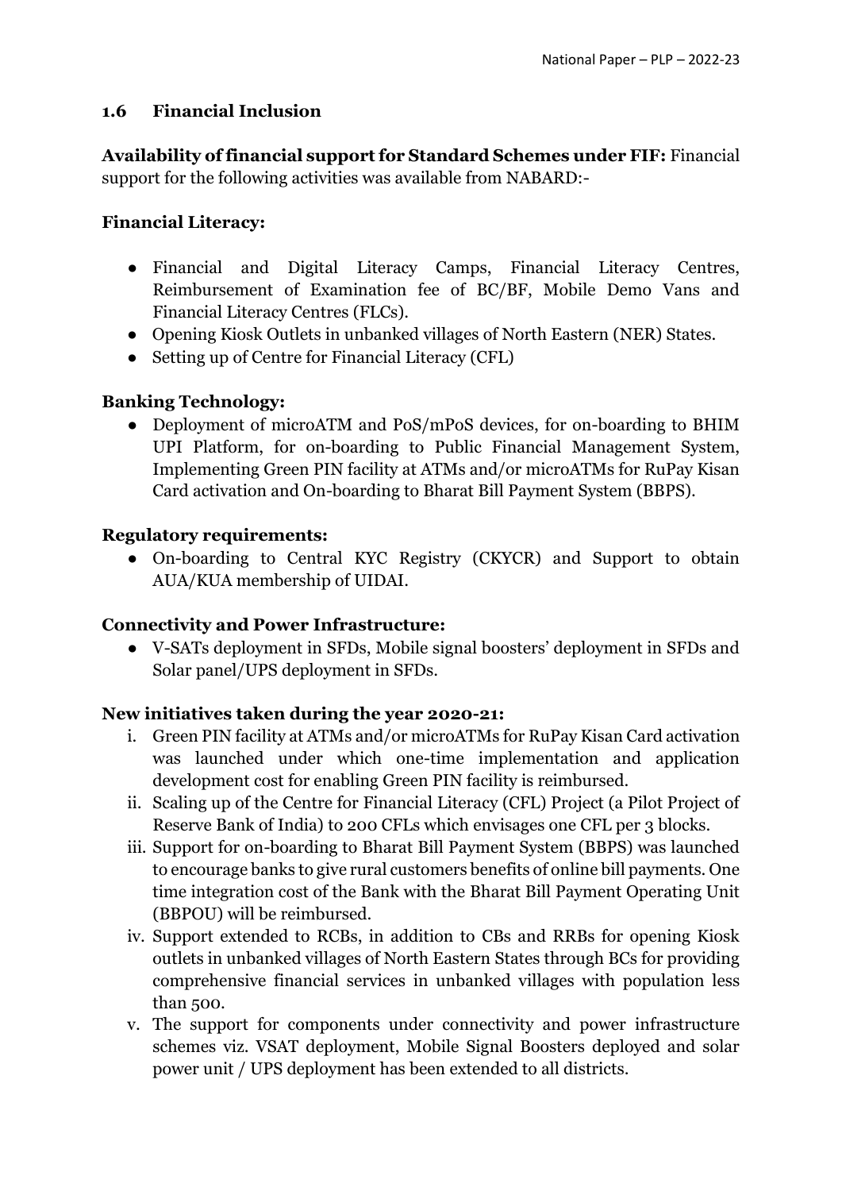## 1.6 Financial Inclusion

**Availability of financial support for Standard Schemes under FIF:** Financial support for the following activities was available from NABARD:-

**Financial Literacy:**

- Financial and Digital Literacy Camps, Financial Literacy Centres, Reimbursement of Examination fee of BC/BF, Mobile Demo Vans and Financial Literacy Centres (FLCs).
- Opening Kiosk Outlets in unbanked villages of North Eastern (NER) States.
- Setting up of Centre for Financial Literacy (CFL)

**Banking Technology:**

- Deployment of microATM and PoS/mPoS devices, for on-boarding to BHIM UPI Platform, for on-boarding to Public Financial Management System, Implementing Green PIN facility at ATMs and/or microATMs for RuPay Kisan Card activation and On-boarding to Bharat Bill Payment System (BBPS).

**Regulatory requirements:**

- On-boarding to Central KYC Registry (CKYCR) and Support to obtain AUA/KUA membership of UIDAI.

**Connectivity and Power Infrastructure:**

- V-SATs deployment in SFDs, Mobile signal boosters' deployment in SFDs and Solar panel/UPS deployment in SFDs.

**New initiatives taken during the year 2020-21:**

i. Green PIN facility at ATMs and/or microATMs for RuPay Kisan Card activation was launched under which one-time implementation and application development cost for enabling Green PIN facility is reimbursed.
ii. Scaling up of the Centre for Financial Literacy (CFL) Project (a Pilot Project of Reserve Bank of India) to 200 CFLs which envisages one CFL per 3 blocks.
iii. Support for on-boarding to Bharat Bill Payment System (BBPS) was launched to encourage banks to give rural customers benefits of online bill payments. One time integration cost of the Bank with the Bharat Bill Payment Operating Unit (BBPOU) will be reimbursed.
iv. Support extended to RCBs, in addition to CBs and RRBs for opening Kiosk outlets in unbanked villages of North Eastern States through BCs for providing comprehensive financial services in unbanked villages with population less than 500.
v. The support for components under connectivity and power infrastructure schemes viz. VSAT deployment, Mobile Signal Boosters deployed and solar power unit / UPS deployment has been extended to all districts.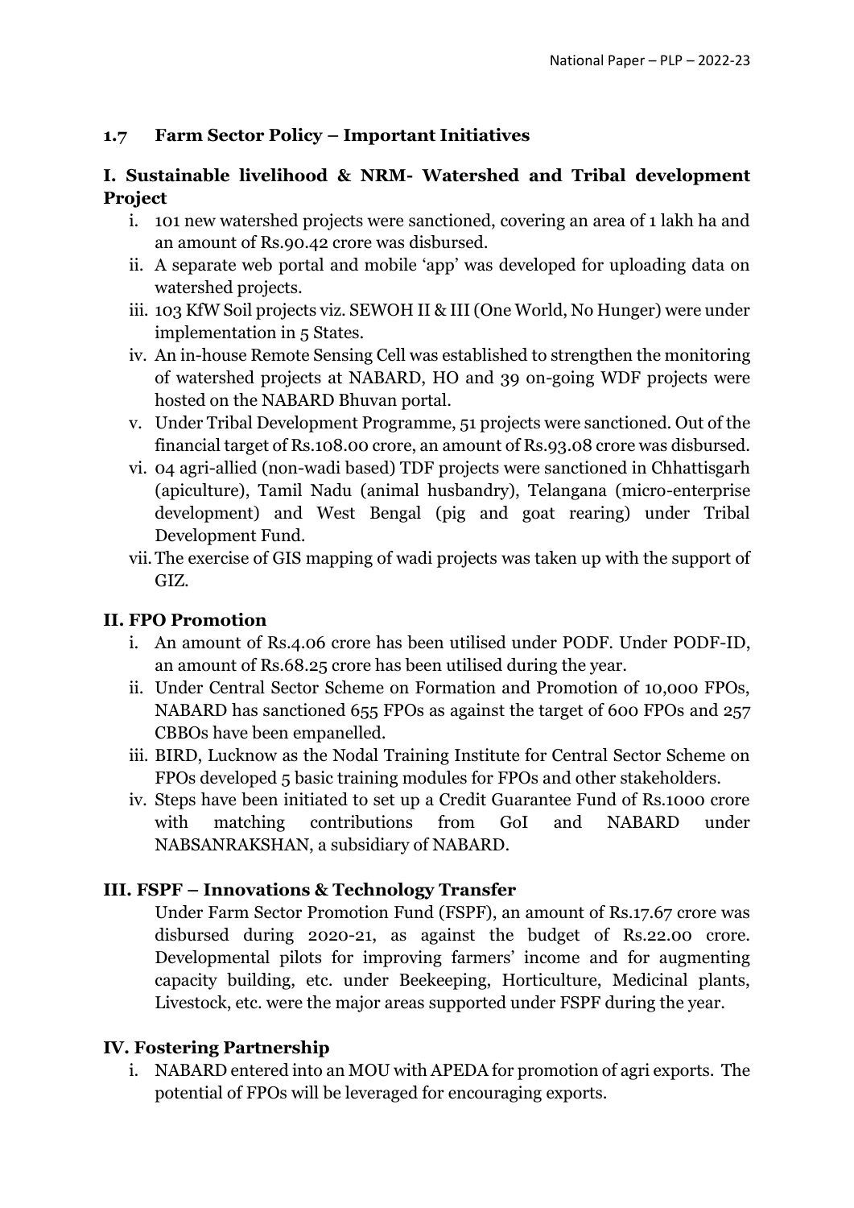### 1.7 Farm Sector Policy – Important Initiatives

#### I. Sustainable livelihood & NRM- Watershed and Tribal development Project

i. 101 new watershed projects were sanctioned, covering an area of 1 lakh ha and an amount of Rs.90.42 crore was disbursed.
ii. A separate web portal and mobile 'app' was developed for uploading data on watershed projects.
iii. 103 KfW Soil projects viz. SEWOH II & III (One World, No Hunger) were under implementation in 5 States.
iv. An in-house Remote Sensing Cell was established to strengthen the monitoring of watershed projects at NABARD, HO and 39 on-going WDF projects were hosted on the NABARD Bhuvan portal.
v. Under Tribal Development Programme, 51 projects were sanctioned. Out of the financial target of Rs.108.00 crore, an amount of Rs.93.08 crore was disbursed.
vi. 04 agri-allied (non-wadi based) TDF projects were sanctioned in Chhattisgarh (apiculture), Tamil Nadu (animal husbandry), Telangana (micro-enterprise development) and West Bengal (pig and goat rearing) under Tribal Development Fund.
vii. The exercise of GIS mapping of wadi projects was taken up with the support of GIZ.

#### II. FPO Promotion

i. An amount of Rs.4.06 crore has been utilised under PODF. Under PODF-ID, an amount of Rs.68.25 crore has been utilised during the year.
ii. Under Central Sector Scheme on Formation and Promotion of 10,000 FPOs, NABARD has sanctioned 655 FPOs as against the target of 600 FPOs and 257 CBBOs have been empanelled.
iii. BIRD, Lucknow as the Nodal Training Institute for Central Sector Scheme on FPOs developed 5 basic training modules for FPOs and other stakeholders.
iv. Steps have been initiated to set up a Credit Guarantee Fund of Rs.1000 crore with matching contributions from GoI and NABARD under NABSANRAKSHAN, a subsidiary of NABARD.

#### III. FSPF – Innovations & Technology Transfer

Under Farm Sector Promotion Fund (FSPF), an amount of Rs.17.67 crore was disbursed during 2020-21, as against the budget of Rs.22.00 crore. Developmental pilots for improving farmers' income and for augmenting capacity building, etc. under Beekeeping, Horticulture, Medicinal plants, Livestock, etc. were the major areas supported under FSPF during the year.

#### IV. Fostering Partnership

i. NABARD entered into an MOU with APEDA for promotion of agri exports. The potential of FPOs will be leveraged for encouraging exports.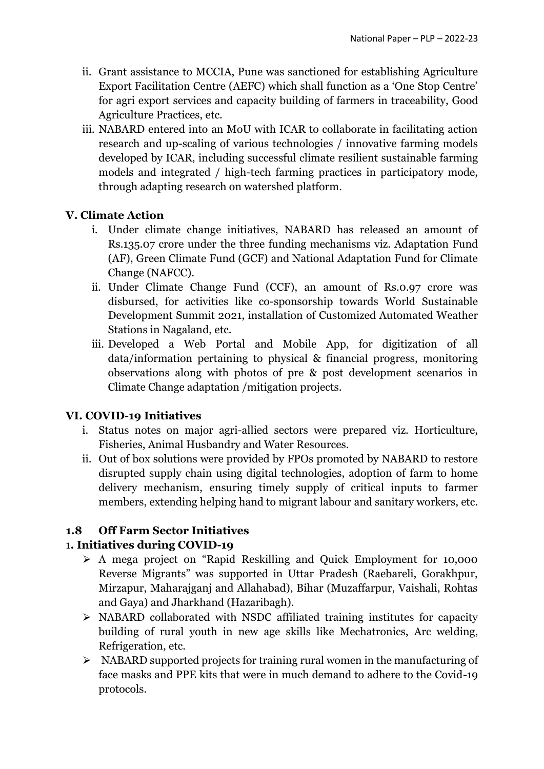ii. Grant assistance to MCCIA, Pune was sanctioned for establishing Agriculture Export Facilitation Centre (AEFC) which shall function as a 'One Stop Centre' for agri export services and capacity building of farmers in traceability, Good Agriculture Practices, etc.

iii. NABARD entered into an MoU with ICAR to collaborate in facilitating action research and up-scaling of various technologies / innovative farming models developed by ICAR, including successful climate resilient sustainable farming models and integrated / high-tech farming practices in participatory mode, through adapting research on watershed platform.

**V. Climate Action**

i. Under climate change initiatives, NABARD has released an amount of Rs.135.07 crore under the three funding mechanisms viz. Adaptation Fund (AF), Green Climate Fund (GCF) and National Adaptation Fund for Climate Change (NAFCC).

ii. Under Climate Change Fund (CCF), an amount of Rs.0.97 crore was disbursed, for activities like co-sponsorship towards World Sustainable Development Summit 2021, installation of Customized Automated Weather Stations in Nagaland, etc.

iii. Developed a Web Portal and Mobile App, for digitization of all data/information pertaining to physical & financial progress, monitoring observations along with photos of pre & post development scenarios in Climate Change adaptation /mitigation projects.

**VI. COVID-19 Initiatives**

i. Status notes on major agri-allied sectors were prepared viz. Horticulture, Fisheries, Animal Husbandry and Water Resources.

ii. Out of box solutions were provided by FPOs promoted by NABARD to restore disrupted supply chain using digital technologies, adoption of farm to home delivery mechanism, ensuring timely supply of critical inputs to farmer members, extending helping hand to migrant labour and sanitary workers, etc.

**1.8 Off Farm Sector Initiatives**

**1. Initiatives during COVID-19**

- A mega project on "Rapid Reskilling and Quick Employment for 10,000 Reverse Migrants" was supported in Uttar Pradesh (Raebareli, Gorakhpur, Mirzapur, Maharajganj and Allahabad), Bihar (Muzaffarpur, Vaishali, Rohtas and Gaya) and Jharkhand (Hazaribagh).
- NABARD collaborated with NSDC affiliated training institutes for capacity building of rural youth in new age skills like Mechatronics, Arc welding, Refrigeration, etc.
- NABARD supported projects for training rural women in the manufacturing of face masks and PPE kits that were in much demand to adhere to the Covid-19 protocols.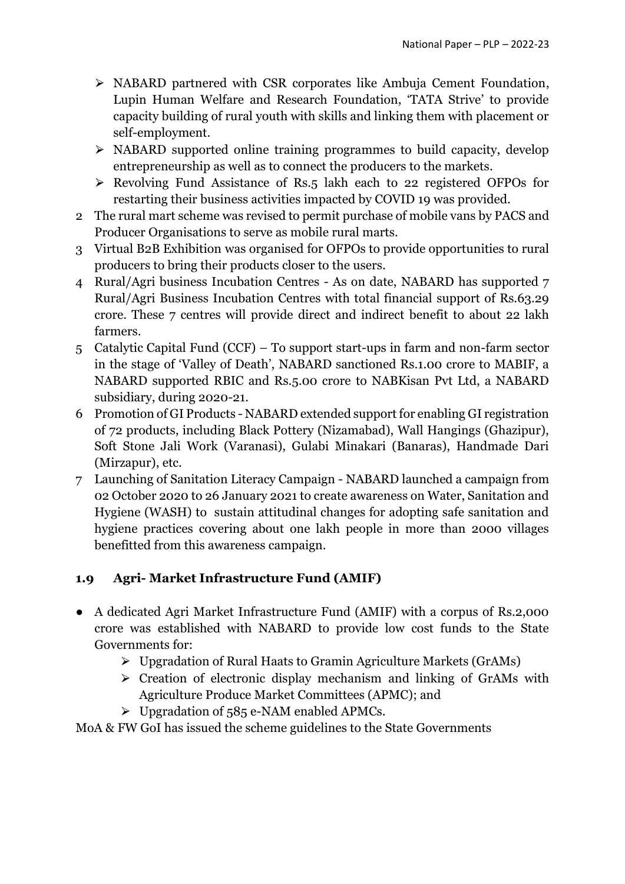- NABARD partnered with CSR corporates like Ambuja Cement Foundation, Lupin Human Welfare and Research Foundation, 'TATA Strive' to provide capacity building of rural youth with skills and linking them with placement or self-employment.
- NABARD supported online training programmes to build capacity, develop entrepreneurship as well as to connect the producers to the markets.
- Revolving Fund Assistance of Rs.5 lakh each to 22 registered OFPOs for restarting their business activities impacted by COVID 19 was provided.

2 The rural mart scheme was revised to permit purchase of mobile vans by PACS and Producer Organisations to serve as mobile rural marts.

3 Virtual B2B Exhibition was organised for OFPOs to provide opportunities to rural producers to bring their products closer to the users.

4 Rural/Agri business Incubation Centres - As on date, NABARD has supported 7 Rural/Agri Business Incubation Centres with total financial support of Rs.63.29 crore. These 7 centres will provide direct and indirect benefit to about 22 lakh farmers.

5 Catalytic Capital Fund (CCF) – To support start-ups in farm and non-farm sector in the stage of 'Valley of Death', NABARD sanctioned Rs.1.00 crore to MABIF, a NABARD supported RBIC and Rs.5.00 crore to NABKisan Pvt Ltd, a NABARD subsidiary, during 2020-21.

6 Promotion of GI Products - NABARD extended support for enabling GI registration of 72 products, including Black Pottery (Nizamabad), Wall Hangings (Ghazipur), Soft Stone Jali Work (Varanasi), Gulabi Minakari (Banaras), Handmade Dari (Mirzapur), etc.

7 Launching of Sanitation Literacy Campaign - NABARD launched a campaign from 02 October 2020 to 26 January 2021 to create awareness on Water, Sanitation and Hygiene (WASH) to sustain attitudinal changes for adopting safe sanitation and hygiene practices covering about one lakh people in more than 2000 villages benefitted from this awareness campaign.

### 1.9 Agri- Market Infrastructure Fund (AMIF)

- A dedicated Agri Market Infrastructure Fund (AMIF) with a corpus of Rs.2,000 crore was established with NABARD to provide low cost funds to the State Governments for:
  - Upgradation of Rural Haats to Gramin Agriculture Markets (GrAMs)
  - Creation of electronic display mechanism and linking of GrAMs with Agriculture Produce Market Committees (APMC); and
  - Upgradation of 585 e-NAM enabled APMCs.

MoA & FW GoI has issued the scheme guidelines to the State Governments